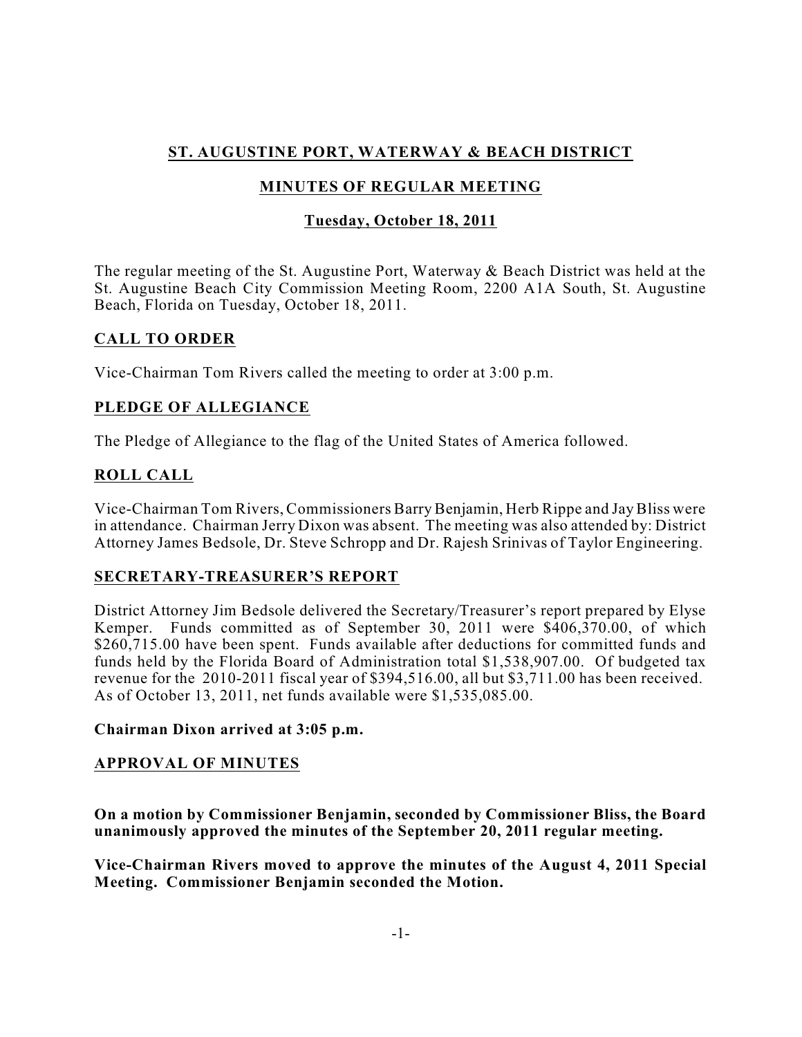# ST. AUGUSTINE PORT, WATERWAY & BEACH DISTRICT

## MINUTES OF REGULAR MEETING

### Tuesday, October 18, 2011

The regular meeting of the St. Augustine Port, Waterway & Beach District was held at the St. Augustine Beach City Commission Meeting Room, 2200 A1A South, St. Augustine Beach, Florida on Tuesday, October 18, 2011.

## CALL TO ORDER

Vice-Chairman Tom Rivers called the meeting to order at 3:00 p.m.

## PLEDGE OF ALLEGIANCE

The Pledge of Allegiance to the flag of the United States of America followed.

## ROLL CALL

Vice-Chairman Tom Rivers, Commissioners Barry Benjamin, Herb Rippe and Jay Bliss were in attendance. Chairman Jerry Dixon was absent. The meeting was also attended by: District Attorney James Bedsole, Dr. Steve Schropp and Dr. Rajesh Srinivas of Taylor Engineering.

## SECRETARY-TREASURER'S REPORT

District Attorney Jim Bedsole delivered the Secretary/Treasurer's report prepared by Elyse Kemper. Funds committed as of September 30, 2011 were $406,370.00, of which $260,715.00 have been spent. Funds available after deductions for committed funds and funds held by the Florida Board of Administration total $1,538,907.00. Of budgeted tax revenue for the 2010-2011 fiscal year of $394,516.00, all but $3,711.00 has been received. As of October 13, 2011, net funds available were $1,535,085.00.

**Chairman Dixon arrived at 3:05 p.m.**

## APPROVAL OF MINUTES

**On a motion by Commissioner Benjamin, seconded by Commissioner Bliss, the Board unanimously approved the minutes of the September 20, 2011 regular meeting.**

**Vice-Chairman Rivers moved to approve the minutes of the August 4, 2011 Special Meeting. Commissioner Benjamin seconded the Motion.**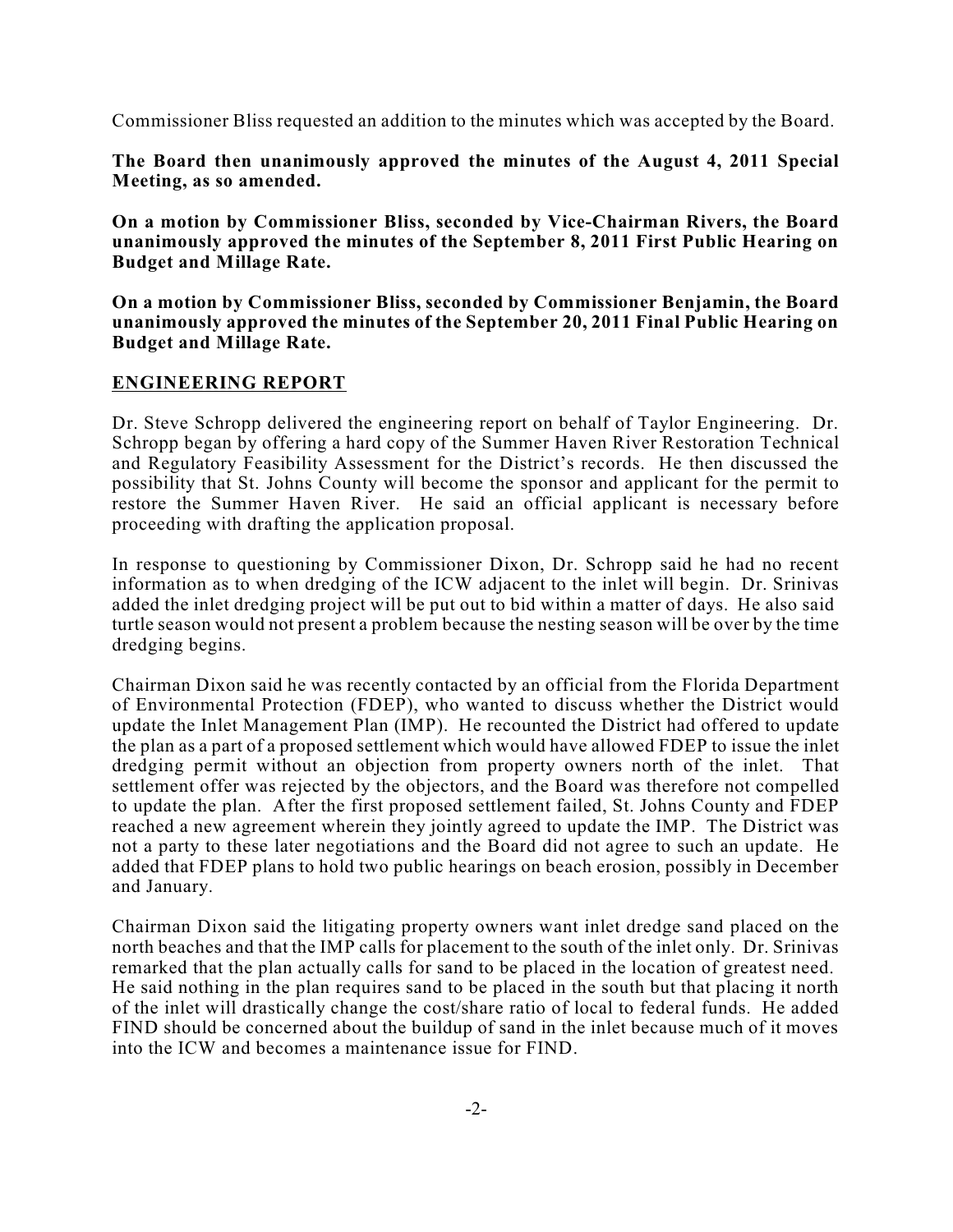Commissioner Bliss requested an addition to the minutes which was accepted by the Board.

**The Board then unanimously approved the minutes of the August 4, 2011 Special Meeting, as so amended.**

**On a motion by Commissioner Bliss, seconded by Vice-Chairman Rivers, the Board unanimously approved the minutes of the September 8, 2011 First Public Hearing on Budget and Millage Rate.**

**On a motion by Commissioner Bliss, seconded by Commissioner Benjamin, the Board unanimously approved the minutes of the September 20, 2011 Final Public Hearing on Budget and Millage Rate.**

## ENGINEERING REPORT

Dr. Steve Schropp delivered the engineering report on behalf of Taylor Engineering. Dr. Schropp began by offering a hard copy of the Summer Haven River Restoration Technical and Regulatory Feasibility Assessment for the District's records. He then discussed the possibility that St. Johns County will become the sponsor and applicant for the permit to restore the Summer Haven River. He said an official applicant is necessary before proceeding with drafting the application proposal.

In response to questioning by Commissioner Dixon, Dr. Schropp said he had no recent information as to when dredging of the ICW adjacent to the inlet will begin. Dr. Srinivas added the inlet dredging project will be put out to bid within a matter of days. He also said turtle season would not present a problem because the nesting season will be over by the time dredging begins.

Chairman Dixon said he was recently contacted by an official from the Florida Department of Environmental Protection (FDEP), who wanted to discuss whether the District would update the Inlet Management Plan (IMP). He recounted the District had offered to update the plan as a part of a proposed settlement which would have allowed FDEP to issue the inlet dredging permit without an objection from property owners north of the inlet. That settlement offer was rejected by the objectors, and the Board was therefore not compelled to update the plan. After the first proposed settlement failed, St. Johns County and FDEP reached a new agreement wherein they jointly agreed to update the IMP. The District was not a party to these later negotiations and the Board did not agree to such an update. He added that FDEP plans to hold two public hearings on beach erosion, possibly in December and January.

Chairman Dixon said the litigating property owners want inlet dredge sand placed on the north beaches and that the IMP calls for placement to the south of the inlet only. Dr. Srinivas remarked that the plan actually calls for sand to be placed in the location of greatest need. He said nothing in the plan requires sand to be placed in the south but that placing it north of the inlet will drastically change the cost/share ratio of local to federal funds. He added FIND should be concerned about the buildup of sand in the inlet because much of it moves into the ICW and becomes a maintenance issue for FIND.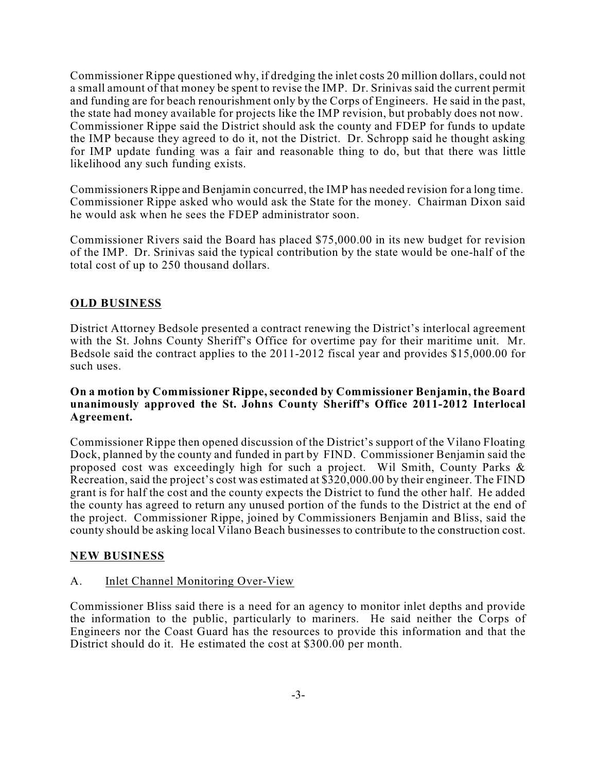Commissioner Rippe questioned why, if dredging the inlet costs 20 million dollars, could not a small amount of that money be spent to revise the IMP. Dr. Srinivas said the current permit and funding are for beach renourishment only by the Corps of Engineers. He said in the past, the state had money available for projects like the IMP revision, but probably does not now. Commissioner Rippe said the District should ask the county and FDEP for funds to update the IMP because they agreed to do it, not the District. Dr. Schropp said he thought asking for IMP update funding was a fair and reasonable thing to do, but that there was little likelihood any such funding exists.

Commissioners Rippe and Benjamin concurred, the IMP has needed revision for a long time. Commissioner Rippe asked who would ask the State for the money. Chairman Dixon said he would ask when he sees the FDEP administrator soon.

Commissioner Rivers said the Board has placed $75,000.00 in its new budget for revision of the IMP. Dr. Srinivas said the typical contribution by the state would be one-half of the total cost of up to 250 thousand dollars.

## OLD BUSINESS

District Attorney Bedsole presented a contract renewing the District's interlocal agreement with the St. Johns County Sheriff's Office for overtime pay for their maritime unit. Mr. Bedsole said the contract applies to the 2011-2012 fiscal year and provides $15,000.00 for such uses.

**On a motion by Commissioner Rippe, seconded by Commissioner Benjamin, the Board unanimously approved the St. Johns County Sheriff's Office 2011-2012 Interlocal Agreement.**

Commissioner Rippe then opened discussion of the District's support of the Vilano Floating Dock, planned by the county and funded in part by FIND. Commissioner Benjamin said the proposed cost was exceedingly high for such a project. Wil Smith, County Parks & Recreation, said the project's cost was estimated at $320,000.00 by their engineer. The FIND grant is for half the cost and the county expects the District to fund the other half. He added the county has agreed to return any unused portion of the funds to the District at the end of the project. Commissioner Rippe, joined by Commissioners Benjamin and Bliss, said the county should be asking local Vilano Beach businesses to contribute to the construction cost.

## NEW BUSINESS

A. Inlet Channel Monitoring Over-View

Commissioner Bliss said there is a need for an agency to monitor inlet depths and provide the information to the public, particularly to mariners. He said neither the Corps of Engineers nor the Coast Guard has the resources to provide this information and that the District should do it. He estimated the cost at $300.00 per month.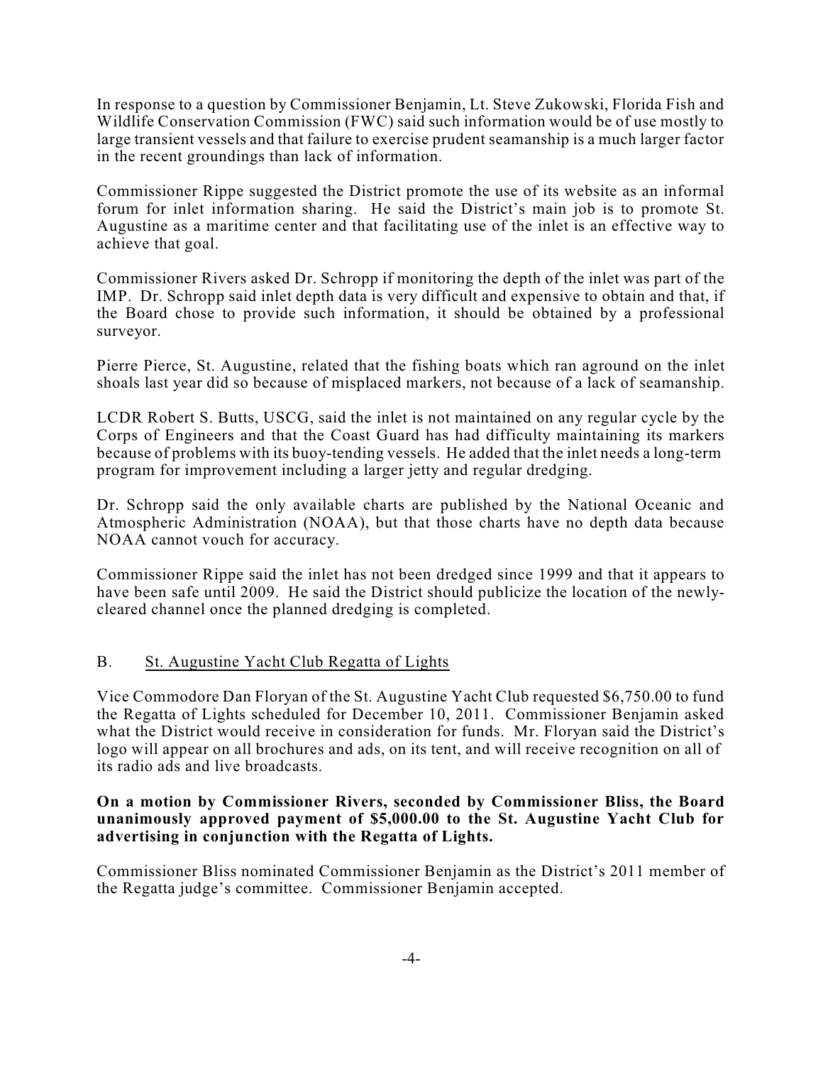In response to a question by Commissioner Benjamin, Lt. Steve Zukowski, Florida Fish and Wildlife Conservation Commission (FWC) said such information would be of use mostly to large transient vessels and that failure to exercise prudent seamanship is a much larger factor in the recent groundings than lack of information.

Commissioner Rippe suggested the District promote the use of its website as an informal forum for inlet information sharing. He said the District's main job is to promote St. Augustine as a maritime center and that facilitating use of the inlet is an effective way to achieve that goal.

Commissioner Rivers asked Dr. Schropp if monitoring the depth of the inlet was part of the IMP. Dr. Schropp said inlet depth data is very difficult and expensive to obtain and that, if the Board chose to provide such information, it should be obtained by a professional surveyor.

Pierre Pierce, St. Augustine, related that the fishing boats which ran aground on the inlet shoals last year did so because of misplaced markers, not because of a lack of seamanship.

LCDR Robert S. Butts, USCG, said the inlet is not maintained on any regular cycle by the Corps of Engineers and that the Coast Guard has had difficulty maintaining its markers because of problems with its buoy-tending vessels. He added that the inlet needs a long-term program for improvement including a larger jetty and regular dredging.

Dr. Schropp said the only available charts are published by the National Oceanic and Atmospheric Administration (NOAA), but that those charts have no depth data because NOAA cannot vouch for accuracy.

Commissioner Rippe said the inlet has not been dredged since 1999 and that it appears to have been safe until 2009. He said the District should publicize the location of the newly-cleared channel once the planned dredging is completed.

## B. St. Augustine Yacht Club Regatta of Lights

Vice Commodore Dan Floryan of the St. Augustine Yacht Club requested $6,750.00 to fund the Regatta of Lights scheduled for December 10, 2011. Commissioner Benjamin asked what the District would receive in consideration for funds. Mr. Floryan said the District's logo will appear on all brochures and ads, on its tent, and will receive recognition on all of its radio ads and live broadcasts.

**On a motion by Commissioner Rivers, seconded by Commissioner Bliss, the Board unanimously approved payment of $5,000.00 to the St. Augustine Yacht Club for advertising in conjunction with the Regatta of Lights.**

Commissioner Bliss nominated Commissioner Benjamin as the District's 2011 member of the Regatta judge's committee. Commissioner Benjamin accepted.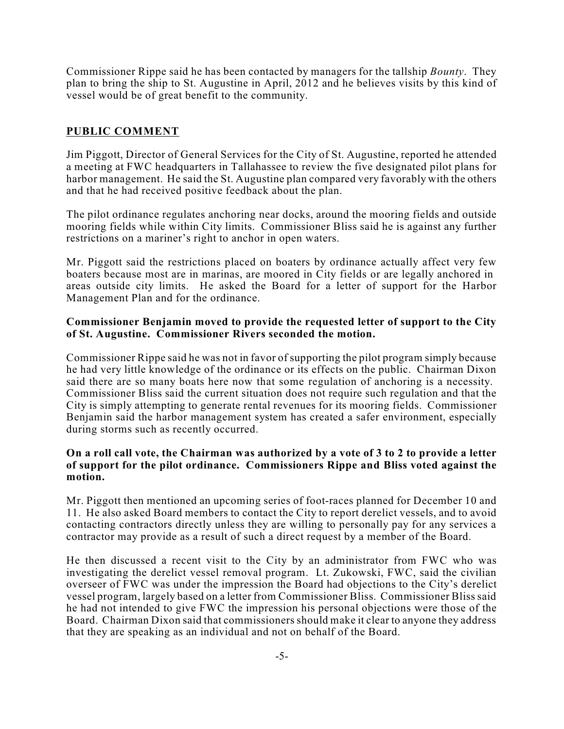Commissioner Rippe said he has been contacted by managers for the tallship *Bounty*. They plan to bring the ship to St. Augustine in April, 2012 and he believes visits by this kind of vessel would be of great benefit to the community.

## PUBLIC COMMENT

Jim Piggott, Director of General Services for the City of St. Augustine, reported he attended a meeting at FWC headquarters in Tallahassee to review the five designated pilot plans for harbor management. He said the St. Augustine plan compared very favorably with the others and that he had received positive feedback about the plan.

The pilot ordinance regulates anchoring near docks, around the mooring fields and outside mooring fields while within City limits. Commissioner Bliss said he is against any further restrictions on a mariner's right to anchor in open waters.

Mr. Piggott said the restrictions placed on boaters by ordinance actually affect very few boaters because most are in marinas, are moored in City fields or are legally anchored in areas outside city limits. He asked the Board for a letter of support for the Harbor Management Plan and for the ordinance.

**Commissioner Benjamin moved to provide the requested letter of support to the City of St. Augustine. Commissioner Rivers seconded the motion.**

Commissioner Rippe said he was not in favor of supporting the pilot program simply because he had very little knowledge of the ordinance or its effects on the public. Chairman Dixon said there are so many boats here now that some regulation of anchoring is a necessity. Commissioner Bliss said the current situation does not require such regulation and that the City is simply attempting to generate rental revenues for its mooring fields. Commissioner Benjamin said the harbor management system has created a safer environment, especially during storms such as recently occurred.

**On a roll call vote, the Chairman was authorized by a vote of 3 to 2 to provide a letter of support for the pilot ordinance. Commissioners Rippe and Bliss voted against the motion.**

Mr. Piggott then mentioned an upcoming series of foot-races planned for December 10 and 11. He also asked Board members to contact the City to report derelict vessels, and to avoid contacting contractors directly unless they are willing to personally pay for any services a contractor may provide as a result of such a direct request by a member of the Board.

He then discussed a recent visit to the City by an administrator from FWC who was investigating the derelict vessel removal program. Lt. Zukowski, FWC, said the civilian overseer of FWC was under the impression the Board had objections to the City's derelict vessel program, largely based on a letter from Commissioner Bliss. Commissioner Bliss said he had not intended to give FWC the impression his personal objections were those of the Board. Chairman Dixon said that commissioners should make it clear to anyone they address that they are speaking as an individual and not on behalf of the Board.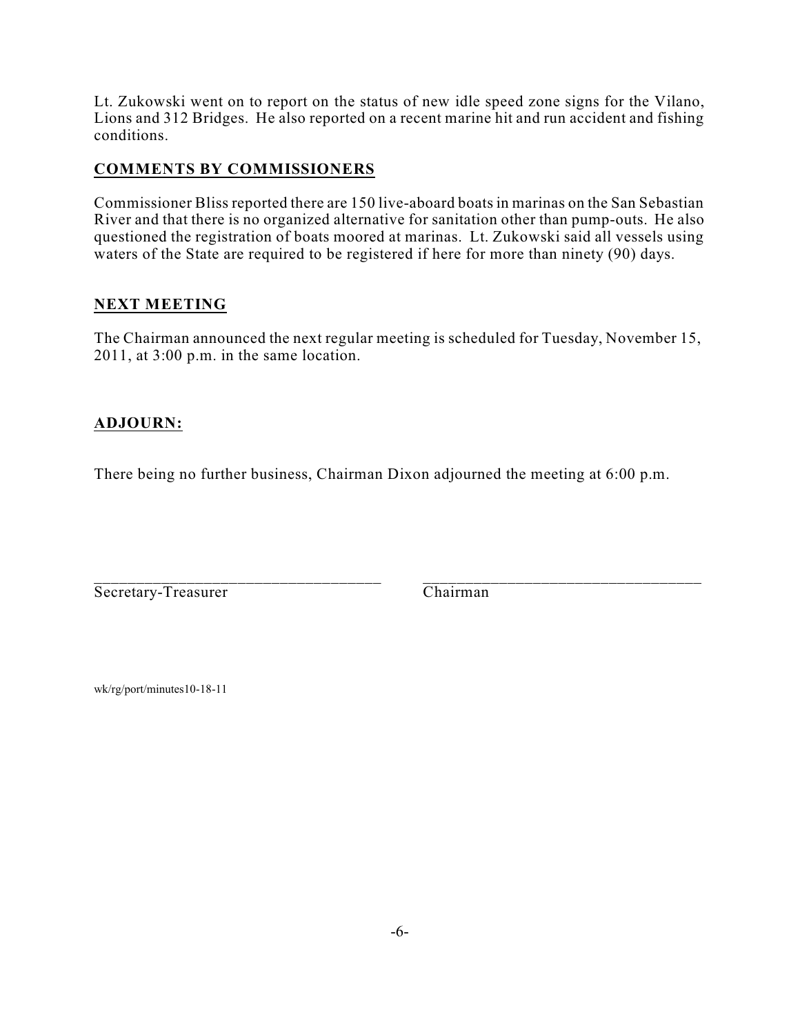Lt. Zukowski went on to report on the status of new idle speed zone signs for the Vilano, Lions and 312 Bridges. He also reported on a recent marine hit and run accident and fishing conditions.

## COMMENTS BY COMMISSIONERS

Commissioner Bliss reported there are 150 live-aboard boats in marinas on the San Sebastian River and that there is no organized alternative for sanitation other than pump-outs. He also questioned the registration of boats moored at marinas. Lt. Zukowski said all vessels using waters of the State are required to be registered if here for more than ninety (90) days.

## NEXT MEETING

The Chairman announced the next regular meeting is scheduled for Tuesday, November 15, 2011, at 3:00 p.m. in the same location.

## ADJOURN:

There being no further business, Chairman Dixon adjourned the meeting at 6:00 p.m.

\_\_\_\_\_\_\_\_\_\_\_\_\_\_\_\_\_\_\_\_\_\_\_\_\_\_\_\_\_\_\_\_\_\_\_
Secretary-Treasurer

\_\_\_\_\_\_\_\_\_\_\_\_\_\_\_\_\_\_\_\_\_\_\_\_\_\_\_\_\_\_\_\_\_\_\_
Chairman

wk/rg/port/minutes10-18-11